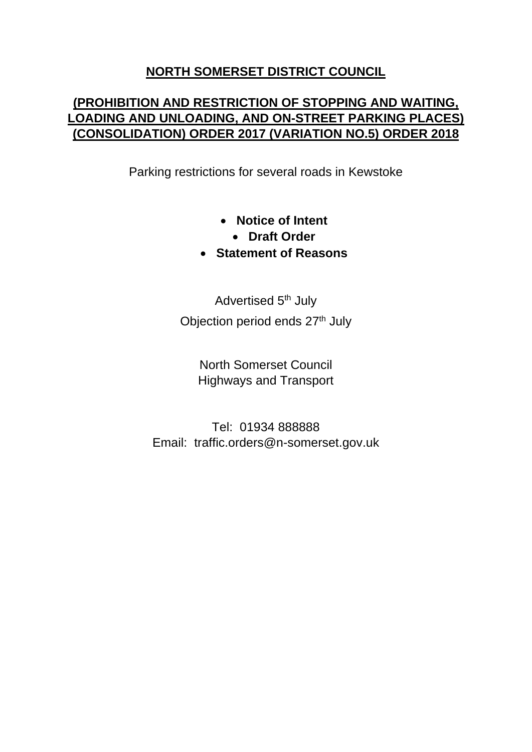# NORTH SOMERSET DISTRICT COUNCIL

## (PROHIBITION AND RESTRICTION OF STOPPING AND WAITING, LOADING AND UNLOADING, AND ON-STREET PARKING PLACES) (CONSOLIDATION) ORDER 2017 (VARIATION NO.5) ORDER 2018

Parking restrictions for several roads in Kewstoke

- **Notice of Intent**
- **Draft Order**
- **Statement of Reasons**

Advertised 5th July

Objection period ends 27th July

North Somerset Council
Highways and Transport

Tel: 01934 888888
Email: traffic.orders@n-somerset.gov.uk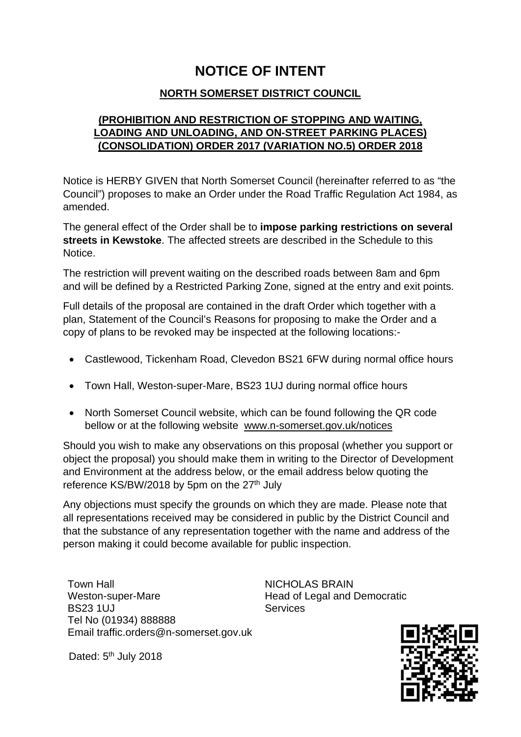# NOTICE OF INTENT

## NORTH SOMERSET DISTRICT COUNCIL

### (PROHIBITION AND RESTRICTION OF STOPPING AND WAITING, LOADING AND UNLOADING, AND ON-STREET PARKING PLACES) (CONSOLIDATION) ORDER 2017 (VARIATION NO.5) ORDER 2018

Notice is HERBY GIVEN that North Somerset Council (hereinafter referred to as "the Council") proposes to make an Order under the Road Traffic Regulation Act 1984, as amended.

The general effect of the Order shall be to **impose parking restrictions on several streets in Kewstoke**. The affected streets are described in the Schedule to this Notice.

The restriction will prevent waiting on the described roads between 8am and 6pm and will be defined by a Restricted Parking Zone, signed at the entry and exit points.

Full details of the proposal are contained in the draft Order which together with a plan, Statement of the Council's Reasons for proposing to make the Order and a copy of plans to be revoked may be inspected at the following locations:-

- Castlewood, Tickenham Road, Clevedon BS21 6FW during normal office hours
- Town Hall, Weston-super-Mare, BS23 1UJ during normal office hours
- North Somerset Council website, which can be found following the QR code bellow or at the following website www.n-somerset.gov.uk/notices

Should you wish to make any observations on this proposal (whether you support or object the proposal) you should make them in writing to the Director of Development and Environment at the address below, or the email address below quoting the reference KS/BW/2018 by 5pm on the 27th July

Any objections must specify the grounds on which they are made. Please note that all representations received may be considered in public by the District Council and that the substance of any representation together with the name and address of the person making it could become available for public inspection.

Town Hall
Weston-super-Mare
BS23 1UJ
Tel No (01934) 888888
Email traffic.orders@n-somerset.gov.uk

NICHOLAS BRAIN
Head of Legal and Democratic Services

Dated: 5th July 2018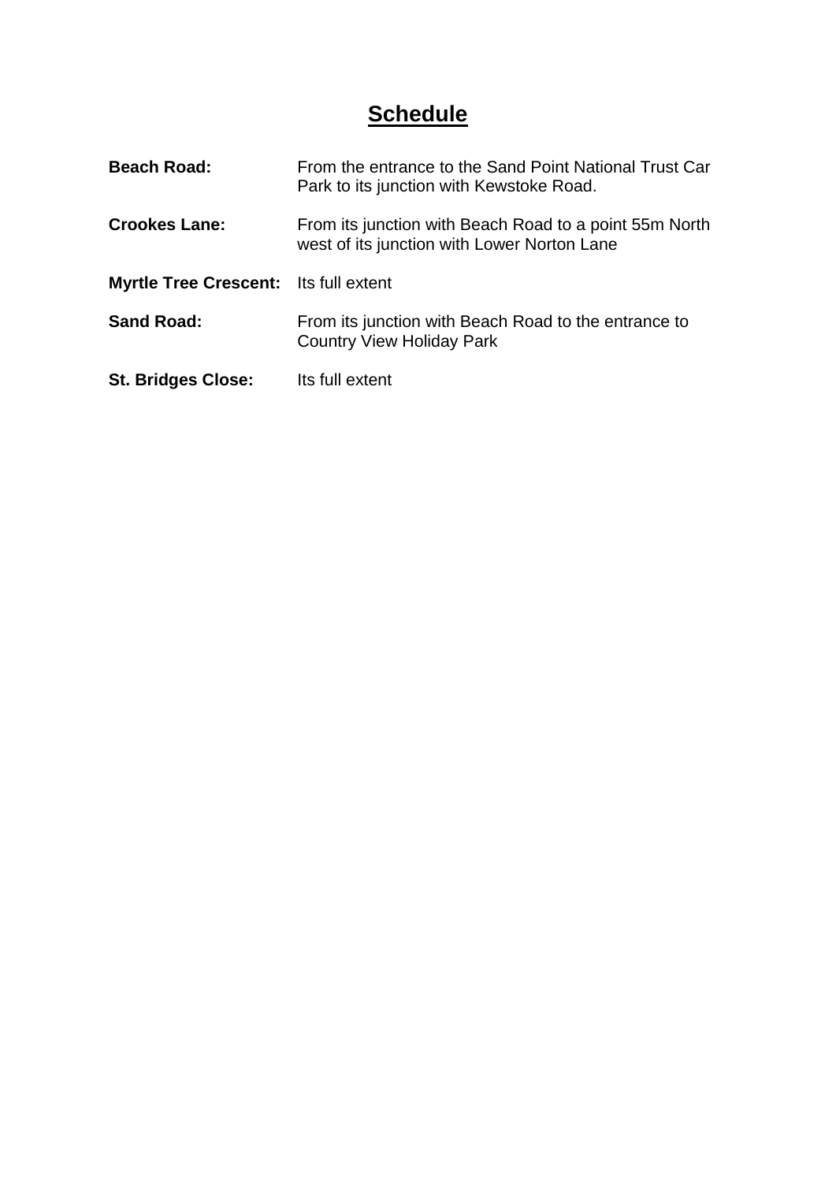# Schedule

**Beach Road:** From the entrance to the Sand Point National Trust Car Park to its junction with Kewstoke Road.

**Crookes Lane:** From its junction with Beach Road to a point 55m North west of its junction with Lower Norton Lane

**Myrtle Tree Crescent:** Its full extent

**Sand Road:** From its junction with Beach Road to the entrance to Country View Holiday Park

**St. Bridges Close:** Its full extent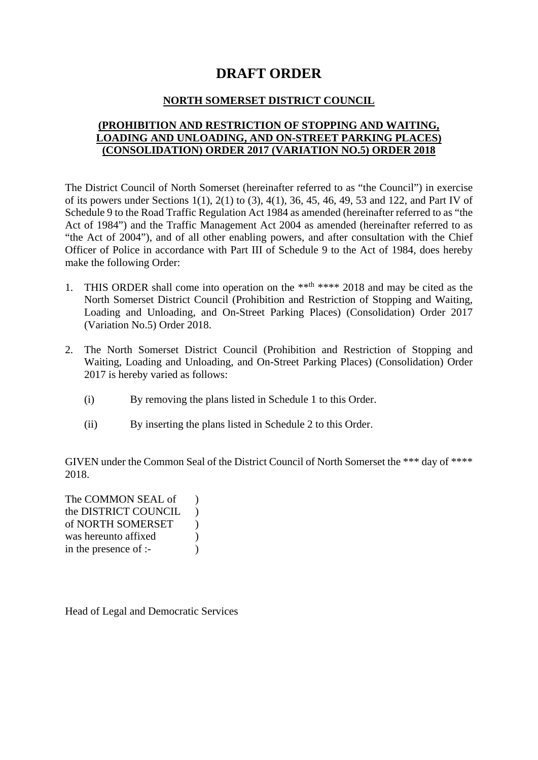# DRAFT ORDER

## NORTH SOMERSET DISTRICT COUNCIL

## (PROHIBITION AND RESTRICTION OF STOPPING AND WAITING, LOADING AND UNLOADING, AND ON-STREET PARKING PLACES) (CONSOLIDATION) ORDER 2017 (VARIATION NO.5) ORDER 2018

The District Council of North Somerset (hereinafter referred to as "the Council") in exercise of its powers under Sections 1(1), 2(1) to (3), 4(1), 36, 45, 46, 49, 53 and 122, and Part IV of Schedule 9 to the Road Traffic Regulation Act 1984 as amended (hereinafter referred to as "the Act of 1984") and the Traffic Management Act 2004 as amended (hereinafter referred to as "the Act of 2004"), and of all other enabling powers, and after consultation with the Chief Officer of Police in accordance with Part III of Schedule 9 to the Act of 1984, does hereby make the following Order:

1. THIS ORDER shall come into operation on the **th **** 2018 and may be cited as the North Somerset District Council (Prohibition and Restriction of Stopping and Waiting, Loading and Unloading, and On-Street Parking Places) (Consolidation) Order 2017 (Variation No.5) Order 2018.

2. The North Somerset District Council (Prohibition and Restriction of Stopping and Waiting, Loading and Unloading, and On-Street Parking Places) (Consolidation) Order 2017 is hereby varied as follows:

   (i) By removing the plans listed in Schedule 1 to this Order.

   (ii) By inserting the plans listed in Schedule 2 to this Order.

GIVEN under the Common Seal of the District Council of North Somerset the *** day of **** 2018.

The COMMON SEAL of )
the DISTRICT COUNCIL )
of NORTH SOMERSET )
was hereunto affixed )
in the presence of :- )

Head of Legal and Democratic Services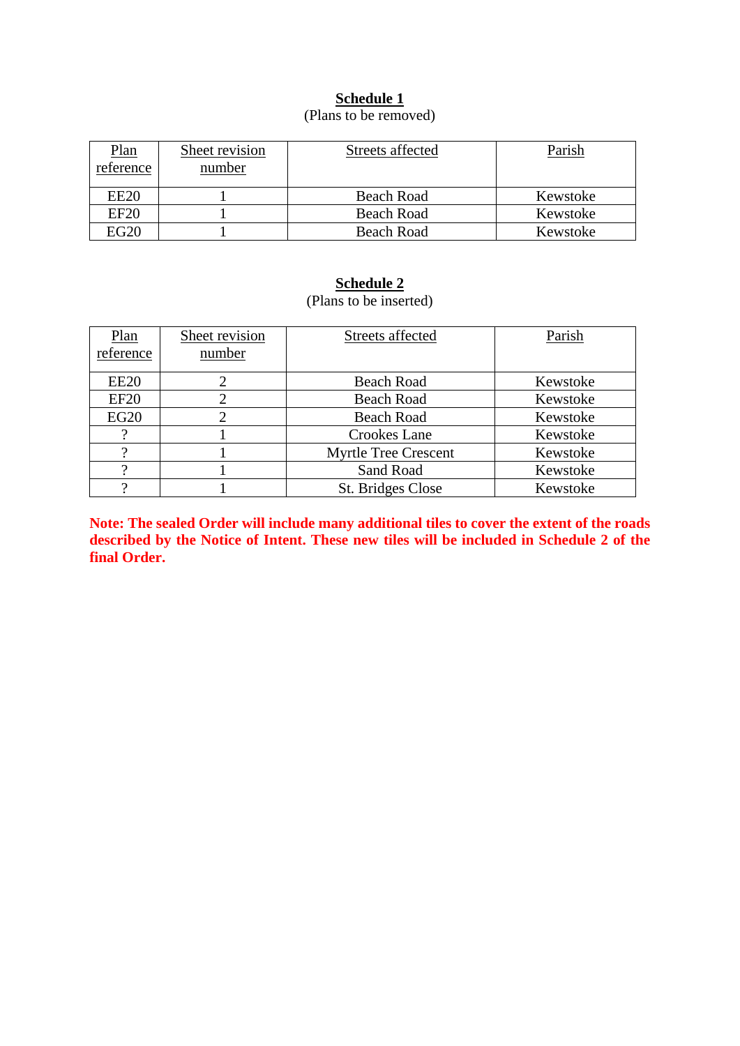**Schedule 1**

(Plans to be removed)

| Plan reference | Sheet revision number | Streets affected | Parish |
|---|---|---|---|
| EE20 | 1 | Beach Road | Kewstoke |
| EF20 | 1 | Beach Road | Kewstoke |
| EG20 | 1 | Beach Road | Kewstoke |

**Schedule 2**

(Plans to be inserted)

| Plan reference | Sheet revision number | Streets affected | Parish |
|---|---|---|---|
| EE20 | 2 | Beach Road | Kewstoke |
| EF20 | 2 | Beach Road | Kewstoke |
| EG20 | 2 | Beach Road | Kewstoke |
| ? | 1 | Crookes Lane | Kewstoke |
| ? | 1 | Myrtle Tree Crescent | Kewstoke |
| ? | 1 | Sand Road | Kewstoke |
| ? | 1 | St. Bridges Close | Kewstoke |

**Note: The sealed Order will include many additional tiles to cover the extent of the roads described by the Notice of Intent. These new tiles will be included in Schedule 2 of the final Order.**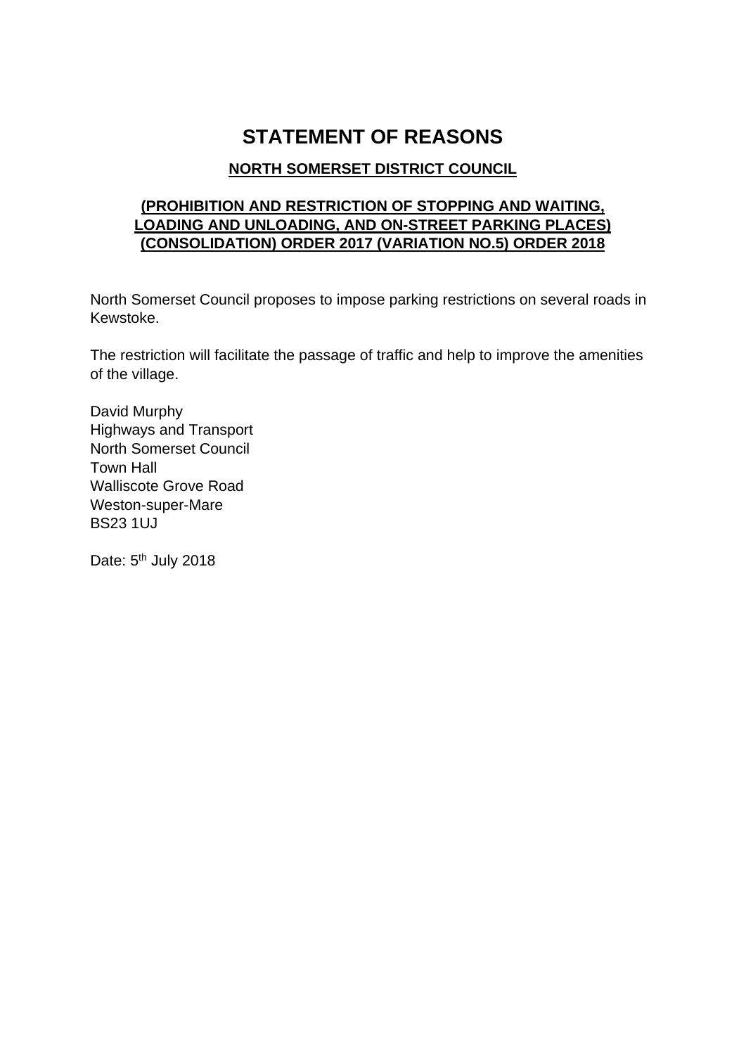# STATEMENT OF REASONS

**NORTH SOMERSET DISTRICT COUNCIL**

**(PROHIBITION AND RESTRICTION OF STOPPING AND WAITING, LOADING AND UNLOADING, AND ON-STREET PARKING PLACES) (CONSOLIDATION) ORDER 2017 (VARIATION NO.5) ORDER 2018**

North Somerset Council proposes to impose parking restrictions on several roads in Kewstoke.

The restriction will facilitate the passage of traffic and help to improve the amenities of the village.

David Murphy  
Highways and Transport  
North Somerset Council  
Town Hall  
Walliscote Grove Road  
Weston-super-Mare  
BS23 1UJ

Date: 5th July 2018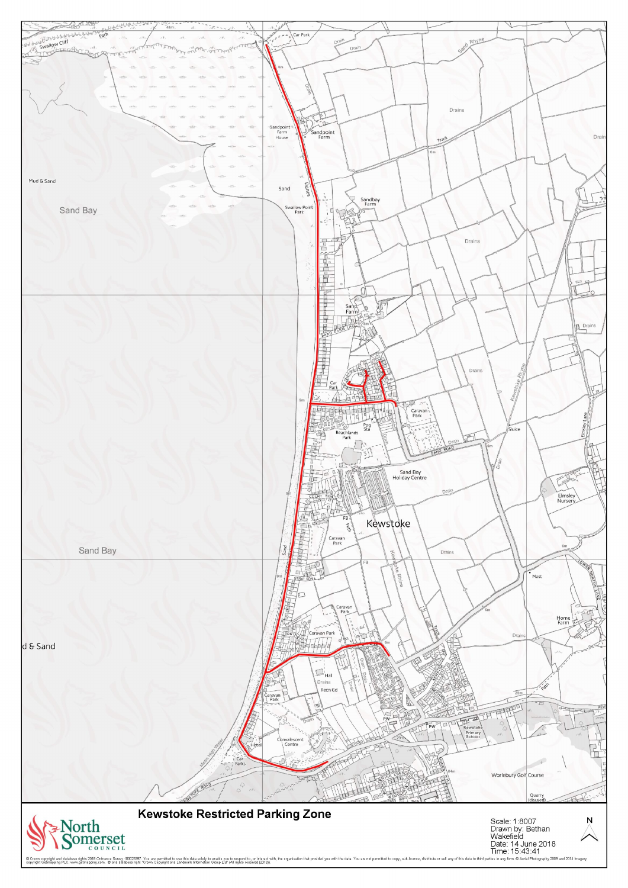# Kewstoke Restricted Parking Zone

North Somerset Council

Scale: 1:8007
Drawn by: Bethan Wakefield
Date: 14 June 2018
Time: 15:43:41

N

Swallow Cliff
Car Park
Sand Rhyne
Sandpoint Farm House
Sandpoint Farm
Drains
Track
Mud & Sand
Sand Bay
Sand
Dunes
Swallow Point Park
Sandbay Farm
Sand Farm
Sand Farm Lane
Car Park
Caravan Park
Beachlands Park
Sand Road
Sand Bay Holiday Centre
Court Road
Kewstoke
Caravan Park
Sand Bay
Kewstoke Rhyne
Sluice
Elmsley Lane
Elmsley Nursery
Mast
Lower Norton Lane
Home Farm
d & Sand
Caravan Park
Hall
Recn Gd
Caravan Park
Convalescent Centre
Hotel
Car Parks
Kewstoke Road
Kewstoke Primary School
Worlebury Golf Course
Quarry (disused)

© Crown copyright and database rights 2018 Ordnance Survey 100023397. You are permitted to use this data solely to enable you to respond to, or interact with, the organisation that provided you with the data. You are not permitted to copy, sub-licence, distribute or sell any of this data to third parties in any form. © Aerial Photography 2009 and 2014 Imagery copyright Getmapping PLC. www.getmapping.com. © and database right "Crown Copyright and Landmark Information Group Ltd" (All rights reserved (2018))